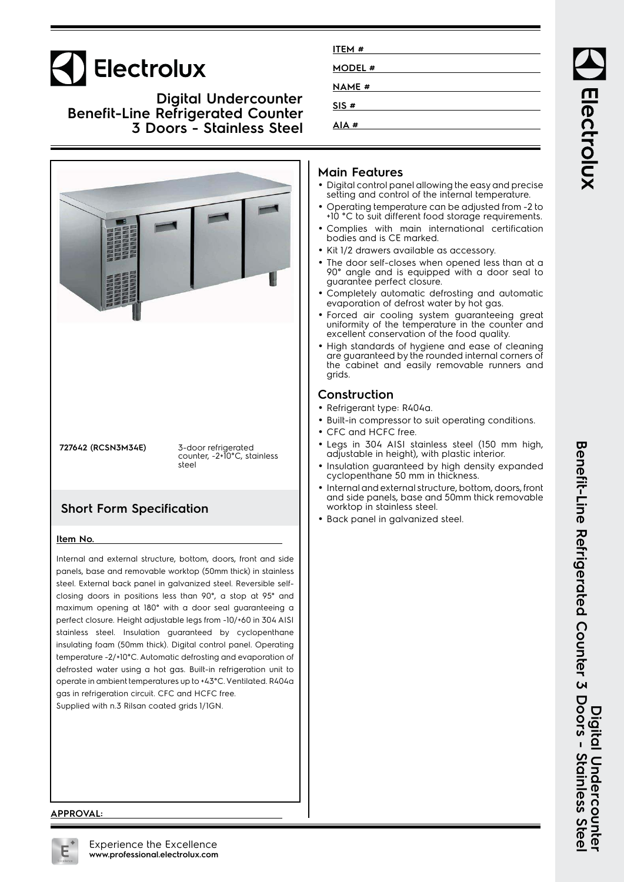# Electrolux

## Digital Undercounter Benefit-Line Refrigerated Counter 3 Doors - Stainless Steel

ITEM #

MODEL #

NAME #

SIS #

AIA #

**727642 (RCSN3M34E)** 3-door refrigerated counter, -2+10°C, stainless steel

## Short Form Specification

**Item No.**

Internal and external structure, bottom, doors, front and side panels, base and removable worktop (50mm thick) in stainless steel. External back panel in galvanized steel. Reversible self-closing doors in positions less than 90°, a stop at 95° and maximum opening at 180° with a door seal guaranteeing a perfect closure. Height adjustable legs from -10/+60 in 304 AISI stainless steel. Insulation guaranteed by cyclopenthane insulating foam (50mm thick). Digital control panel. Operating temperature -2/+10°C. Automatic defrosting and evaporation of defrosted water using a hot gas. Built-in refrigeration unit to operate in ambient temperatures up to +43°C. Ventilated. R404a gas in refrigeration circuit. CFC and HCFC free.
Supplied with n.3 Rilsan coated grids 1/1GN.

## Main Features

- Digital control panel allowing the easy and precise setting and control of the internal temperature.
- Operating temperature can be adjusted from -2 to +10 °C to suit different food storage requirements.
- Complies with main international certification bodies and is CE marked.
- Kit 1/2 drawers available as accessory.
- The door self-closes when opened less than at a 90° angle and is equipped with a door seal to guarantee perfect closure.
- Completely automatic defrosting and automatic evaporation of defrost water by hot gas.
- Forced air cooling system guaranteeing great uniformity of the temperature in the counter and excellent conservation of the food quality.
- High standards of hygiene and ease of cleaning are guaranteed by the rounded internal corners of the cabinet and easily removable runners and grids.

## Construction

- Refrigerant type: R404a.
- Built-in compressor to suit operating conditions.
- CFC and HCFC free.
- Legs in 304 AISI stainless steel (150 mm high, adjustable in height), with plastic interior.
- Insulation guaranteed by high density expanded cyclopenthane 50 mm in thickness.
- Internal and external structure, bottom, doors, front and side panels, base and 50mm thick removable worktop in stainless steel.
- Back panel in galvanized steel.

**APPROVAL:**

Experience the Excellence
**www.professional.electrolux.com**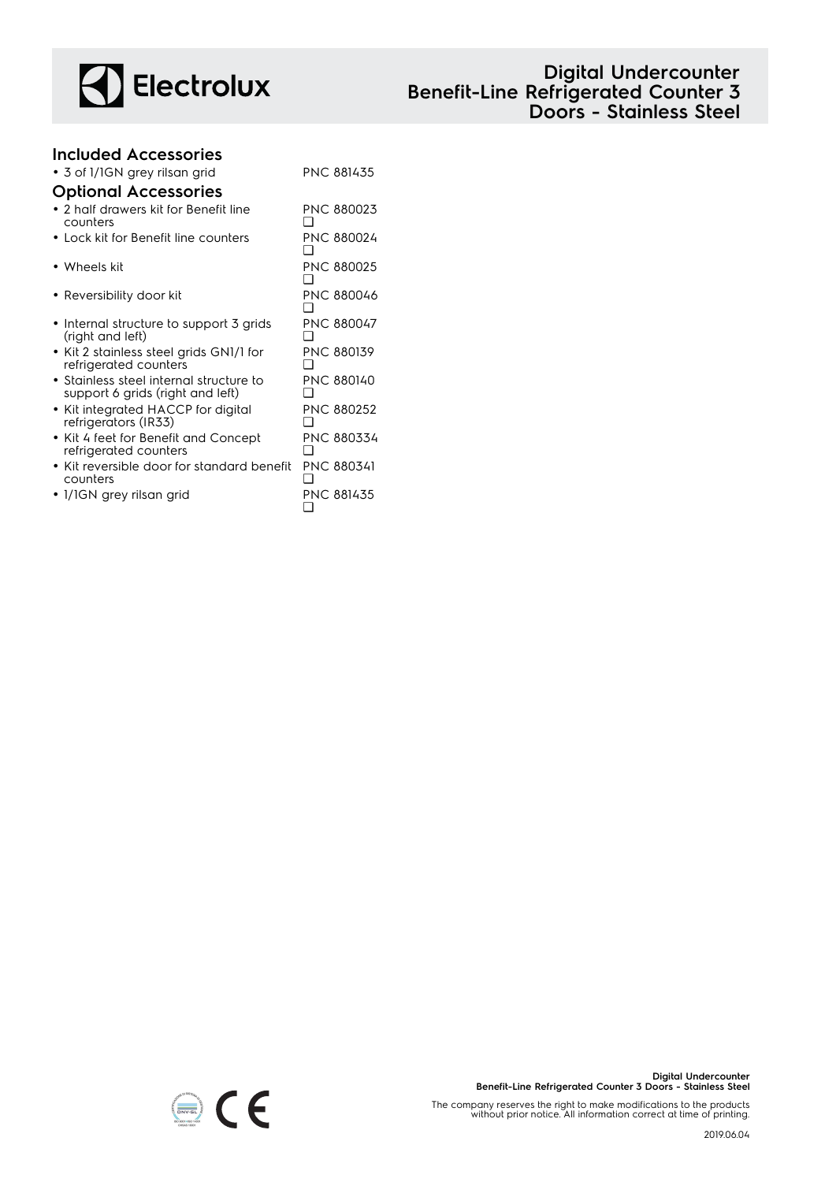## Included Accessories

- 3 of 1/1GN grey rilsan grid PNC 881435

## Optional Accessories

- 2 half drawers kit for Benefit line counters PNC 880023 ❑
- Lock kit for Benefit line counters PNC 880024 ❑
- Wheels kit PNC 880025 ❑
- Reversibility door kit PNC 880046 ❑
- Internal structure to support 3 grids (right and left) PNC 880047 ❑
- Kit 2 stainless steel grids GN1/1 for refrigerated counters PNC 880139 ❑
- Stainless steel internal structure to support 6 grids (right and left) PNC 880140 ❑
- Kit integrated HACCP for digital refrigerators (IR33) PNC 880252 ❑
- Kit 4 feet for Benefit and Concept refrigerated counters PNC 880334 ❑
- Kit reversible door for standard benefit counters PNC 880341 ❑
- 1/1GN grey rilsan grid PNC 881435 ❑

The company reserves the right to make modifications to the products without prior notice. All information correct at time of printing.

2019.06.04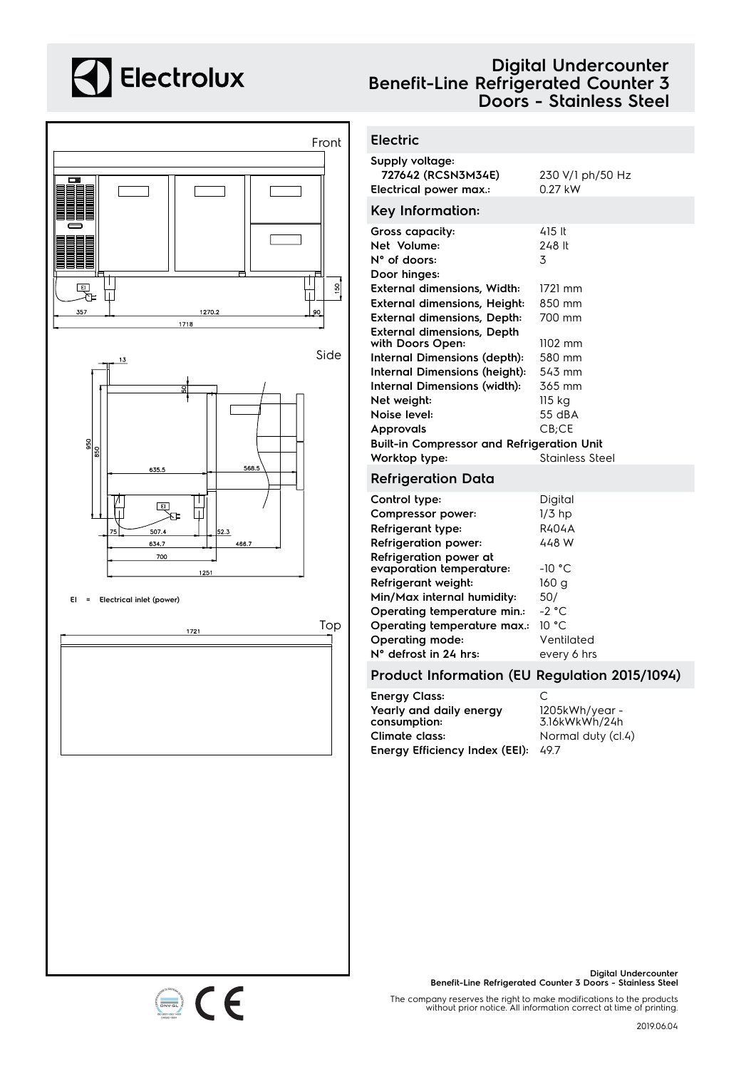# Digital Undercounter Benefit-Line Refrigerated Counter 3 Doors - Stainless Steel

Front

357 | 1270.2 | 90 | 150 | 1718

Side

13 | 50 | 950 | 850 | 635.5 | 568.5 | 75 | 507.4 | 52.3 | 634.7 | 466.7 | 700 | 1251

EI = Electrical inlet (power)

Top

1721

## Electric

| | |
|---|---|
| **Supply voltage:** | |
| **727642 (RCSN3M34E)** | 230 V/1 ph/50 Hz |
| **Electrical power max.:** | 0.27 kW |

## Key Information:

| | |
|---|---|
| **Gross capacity:** | 415 lt |
| **Net Volume:** | 248 lt |
| **N° of doors:** | 3 |
| **Door hinges:** | |
| **External dimensions, Width:** | 1721 mm |
| **External dimensions, Height:** | 850 mm |
| **External dimensions, Depth:** | 700 mm |
| **External dimensions, Depth with Doors Open:** | 1102 mm |
| **Internal Dimensions (depth):** | 580 mm |
| **Internal Dimensions (height):** | 543 mm |
| **Internal Dimensions (width):** | 365 mm |
| **Net weight:** | 115 kg |
| **Noise level:** | 55 dBA |
| **Approvals** | CB;CE |
| **Built-in Compressor and Refrigeration Unit** | |
| **Worktop type:** | Stainless Steel |

## Refrigeration Data

| | |
|---|---|
| **Control type:** | Digital |
| **Compressor power:** | 1/3 hp |
| **Refrigerant type:** | R404A |
| **Refrigeration power:** | 448 W |
| **Refrigeration power at evaporation temperature:** | -10 °C |
| **Refrigerant weight:** | 160 g |
| **Min/Max internal humidity:** | 50/ |
| **Operating temperature min.:** | -2 °C |
| **Operating temperature max.:** | 10 °C |
| **Operating mode:** | Ventilated |
| **N° defrost in 24 hrs:** | every 6 hrs |

## Product Information (EU Regulation 2015/1094)

| | |
|---|---|
| **Energy Class:** | C |
| **Yearly and daily energy consumption:** | 1205kWh/year - 3.16kWkWh/24h |
| **Climate class:** | Normal duty (cl.4) |
| **Energy Efficiency Index (EEI):** | 49.7 |

The company reserves the right to make modifications to the products without prior notice. All information correct at time of printing.

2019.06.04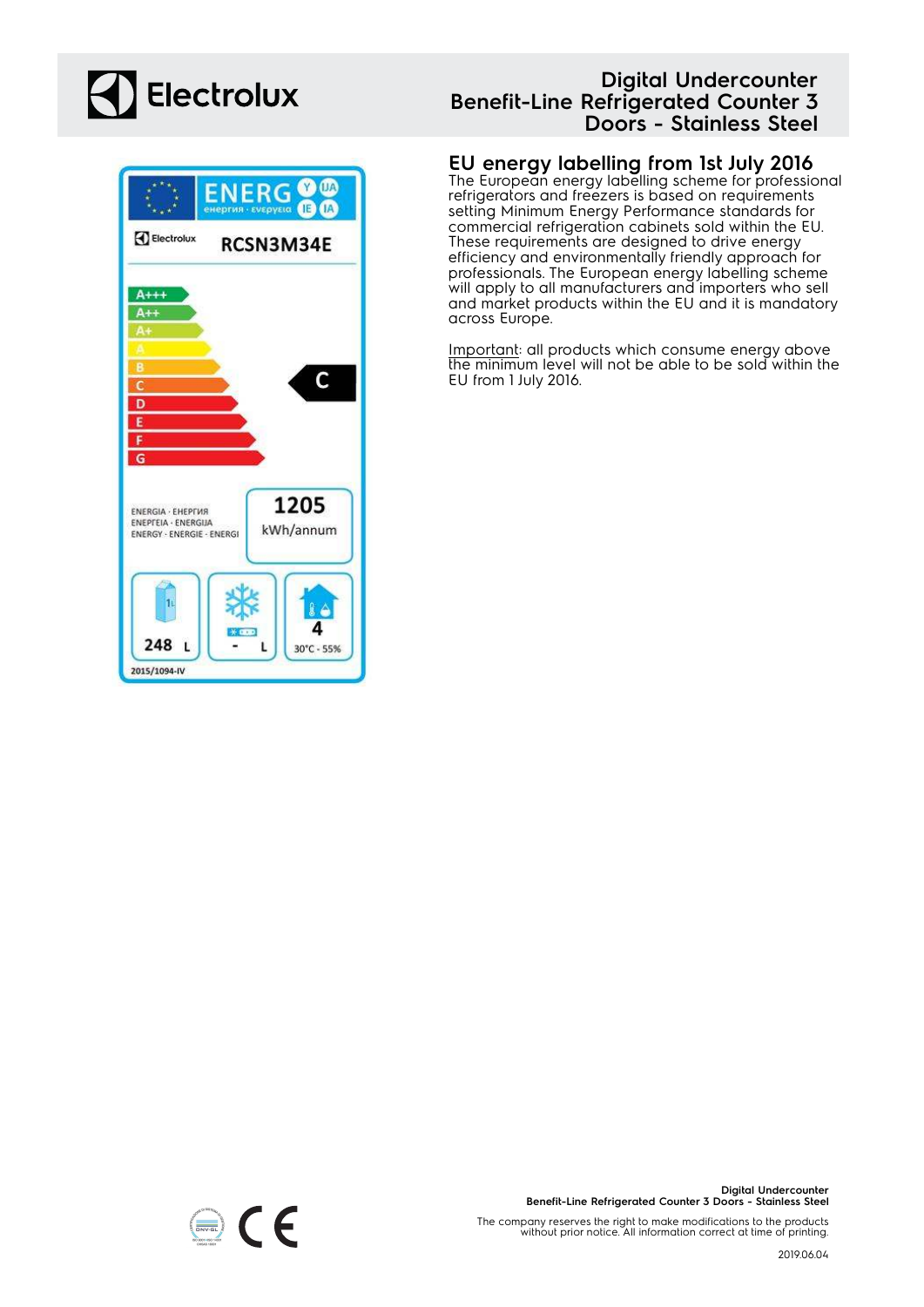# Electrolux

## Digital Undercounter Benefit-Line Refrigerated Counter 3 Doors - Stainless Steel

ENERG
енергия · ενεργεια

Electrolux RCSN3M34E

A+++
A++
A+
A
B
C
D
E
F
G

C

ENERGIA · ЕНЕРГИЯ
ΕΝΕΡΓΕΙΑ · ENERGIJA
ENERGY · ENERGIE · ENERGI

1205 kWh/annum

248 L

\- L

4
30°C - 55%

2015/1094-IV

### EU energy labelling from 1st July 2016

The European energy labelling scheme for professional refrigerators and freezers is based on requirements setting Minimum Energy Performance standards for commercial refrigeration cabinets sold within the EU. These requirements are designed to drive energy efficiency and environmentally friendly approach for professionals. The European energy labelling scheme will apply to all manufacturers and importers who sell and market products within the EU and it is mandatory across Europe.

Important: all products which consume energy above the minimum level will not be able to be sold within the EU from 1 July 2016.

Digital Undercounter
Benefit-Line Refrigerated Counter 3 Doors - Stainless Steel

The company reserves the right to make modifications to the products without prior notice. All information correct at time of printing.

2019.06.04